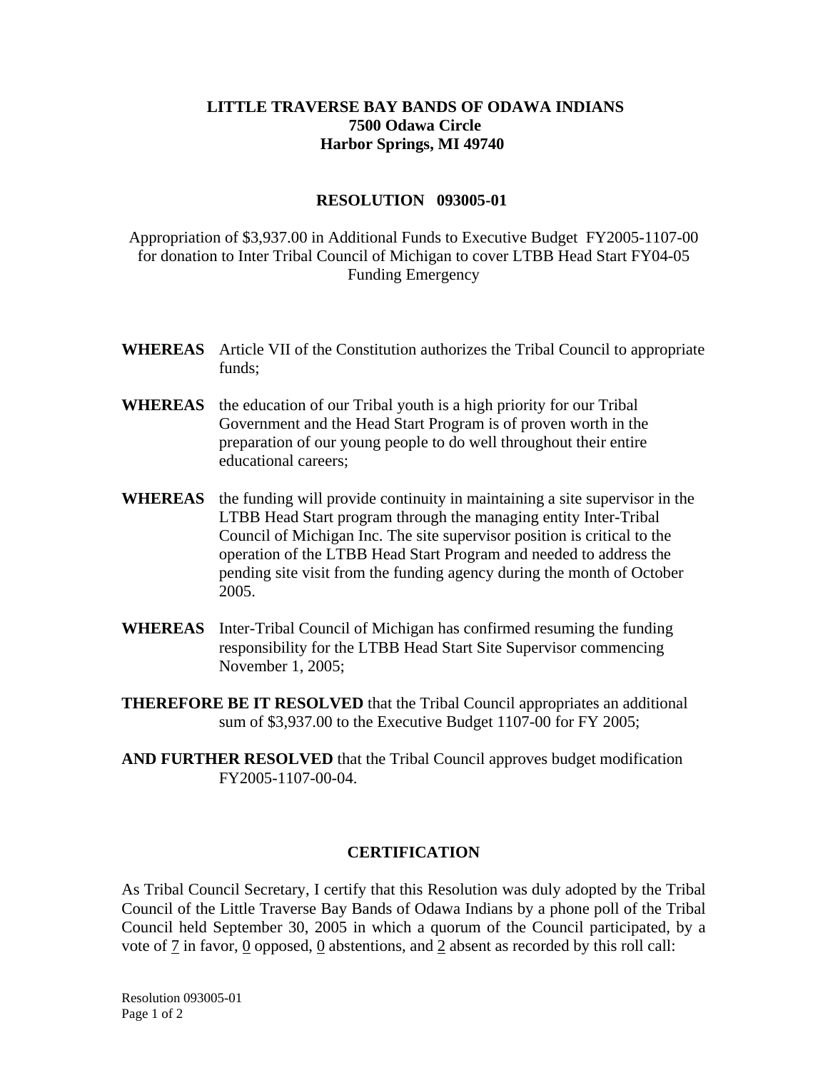**LITTLE TRAVERSE BAY BANDS OF ODAWA INDIANS**
**7500 Odawa Circle**
**Harbor Springs, MI 49740**

**RESOLUTION 093005-01**

Appropriation of $3,937.00 in Additional Funds to Executive Budget FY2005-1107-00 for donation to Inter Tribal Council of Michigan to cover LTBB Head Start FY04-05 Funding Emergency

**WHEREAS** Article VII of the Constitution authorizes the Tribal Council to appropriate funds;

**WHEREAS** the education of our Tribal youth is a high priority for our Tribal Government and the Head Start Program is of proven worth in the preparation of our young people to do well throughout their entire educational careers;

**WHEREAS** the funding will provide continuity in maintaining a site supervisor in the LTBB Head Start program through the managing entity Inter-Tribal Council of Michigan Inc. The site supervisor position is critical to the operation of the LTBB Head Start Program and needed to address the pending site visit from the funding agency during the month of October 2005.

**WHEREAS** Inter-Tribal Council of Michigan has confirmed resuming the funding responsibility for the LTBB Head Start Site Supervisor commencing November 1, 2005;

**THEREFORE BE IT RESOLVED** that the Tribal Council appropriates an additional sum of $3,937.00 to the Executive Budget 1107-00 for FY 2005;

**AND FURTHER RESOLVED** that the Tribal Council approves budget modification FY2005-1107-00-04.

**CERTIFICATION**

As Tribal Council Secretary, I certify that this Resolution was duly adopted by the Tribal Council of the Little Traverse Bay Bands of Odawa Indians by a phone poll of the Tribal Council held September 30, 2005 in which a quorum of the Council participated, by a vote of 7 in favor, 0 opposed, 0 abstentions, and 2 absent as recorded by this roll call: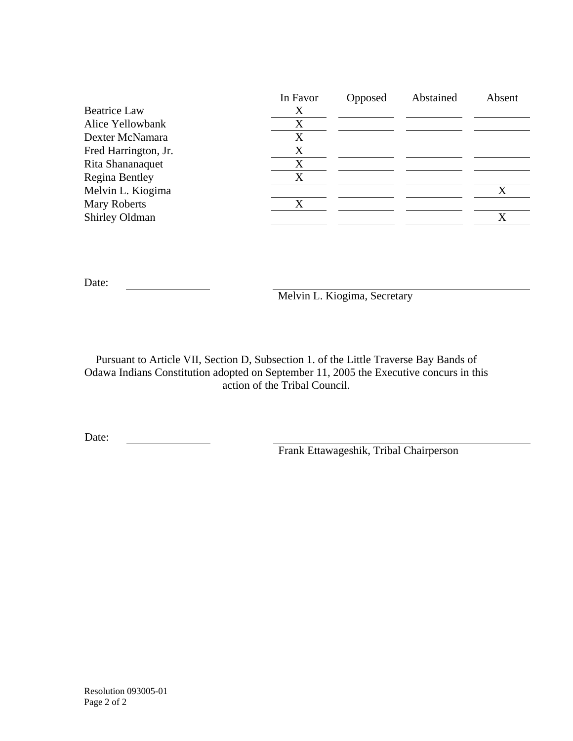| | In Favor | Opposed | Abstained | Absent |
|---|---|---|---|---|
| Beatrice Law | X | | | |
| Alice Yellowbank | X | | | |
| Dexter McNamara | X | | | |
| Fred Harrington, Jr. | X | | | |
| Rita Shananaquet | X | | | |
| Regina Bentley | X | | | |
| Melvin L. Kiogima | | | | X |
| Mary Roberts | X | | | |
| Shirley Oldman | | | | X |

Date: \_\_\_\_\_\_\_\_\_\_\_\_\_\_\_\_\_\_\_\_

\_\_\_\_\_\_\_\_\_\_\_\_\_\_\_\_\_\_\_\_\_\_\_\_\_\_\_\_\_\_\_\_\_\_\_\_\_\_\_\_

Melvin L. Kiogima, Secretary

Pursuant to Article VII, Section D, Subsection 1. of the Little Traverse Bay Bands of Odawa Indians Constitution adopted on September 11, 2005 the Executive concurs in this action of the Tribal Council.

Date: \_\_\_\_\_\_\_\_\_\_\_\_\_\_\_\_\_\_\_\_

\_\_\_\_\_\_\_\_\_\_\_\_\_\_\_\_\_\_\_\_\_\_\_\_\_\_\_\_\_\_\_\_\_\_\_\_\_\_\_\_

Frank Ettawageshik, Tribal Chairperson

Resolution 093005-01